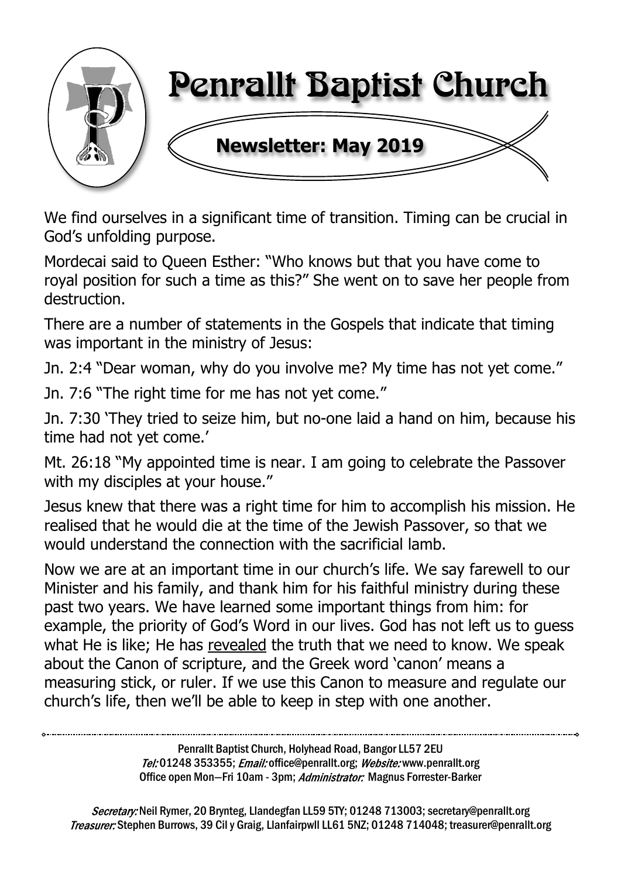# Penrallt Baptist Church

## Newsletter: May 2019

We find ourselves in a significant time of transition. Timing can be crucial in God's unfolding purpose.

Mordecai said to Queen Esther: "Who knows but that you have come to royal position for such a time as this?" She went on to save her people from destruction.

There are a number of statements in the Gospels that indicate that timing was important in the ministry of Jesus:

Jn. 2:4 "Dear woman, why do you involve me? My time has not yet come."

Jn. 7:6 "The right time for me has not yet come."

Jn. 7:30 'They tried to seize him, but no-one laid a hand on him, because his time had not yet come.'

Mt. 26:18 "My appointed time is near. I am going to celebrate the Passover with my disciples at your house."

Jesus knew that there was a right time for him to accomplish his mission. He realised that he would die at the time of the Jewish Passover, so that we would understand the connection with the sacrificial lamb.

Now we are at an important time in our church's life. We say farewell to our Minister and his family, and thank him for his faithful ministry during these past two years. We have learned some important things from him: for example, the priority of God's Word in our lives. God has not left us to guess what He is like; He has revealed the truth that we need to know. We speak about the Canon of scripture, and the Greek word 'canon' means a measuring stick, or ruler. If we use this Canon to measure and regulate our church's life, then we'll be able to keep in step with one another.

---

Penrallt Baptist Church, Holyhead Road, Bangor LL57 2EU
*Tel:* 01248 353355; *Email:* office@penrallt.org; *Website:* www.penrallt.org
Office open Mon—Fri 10am - 3pm; *Administrator:* Magnus Forrester-Barker

*Secretary:* Neil Rymer, 20 Brynteg, Llandegfan LL59 5TY; 01248 713003; secretary@penrallt.org
*Treasurer:* Stephen Burrows, 39 Cil y Graig, Llanfairpwll LL61 5NZ; 01248 714048; treasurer@penrallt.org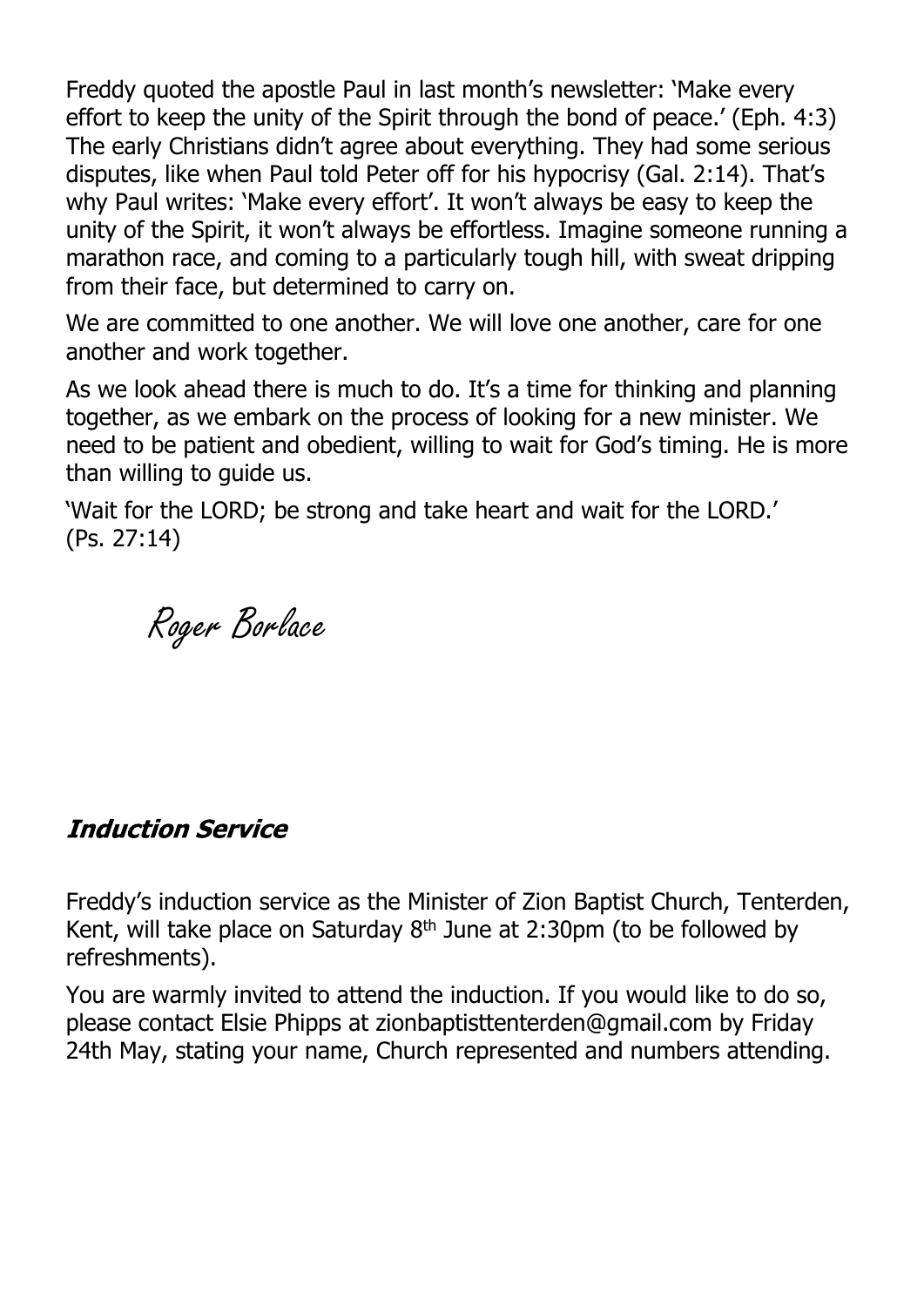Freddy quoted the apostle Paul in last month's newsletter: 'Make every effort to keep the unity of the Spirit through the bond of peace.' (Eph. 4:3) The early Christians didn't agree about everything. They had some serious disputes, like when Paul told Peter off for his hypocrisy (Gal. 2:14). That's why Paul writes: 'Make every effort'. It won't always be easy to keep the unity of the Spirit, it won't always be effortless. Imagine someone running a marathon race, and coming to a particularly tough hill, with sweat dripping from their face, but determined to carry on.

We are committed to one another. We will love one another, care for one another and work together.

As we look ahead there is much to do. It's a time for thinking and planning together, as we embark on the process of looking for a new minister. We need to be patient and obedient, willing to wait for God's timing. He is more than willing to guide us.

'Wait for the LORD; be strong and take heart and wait for the LORD.' (Ps. 27:14)

*Roger Borlace*

## ***Induction Service***

Freddy's induction service as the Minister of Zion Baptist Church, Tenterden, Kent, will take place on Saturday 8th June at 2:30pm (to be followed by refreshments).

You are warmly invited to attend the induction. If you would like to do so, please contact Elsie Phipps at zionbaptisttenterden@gmail.com by Friday 24th May, stating your name, Church represented and numbers attending.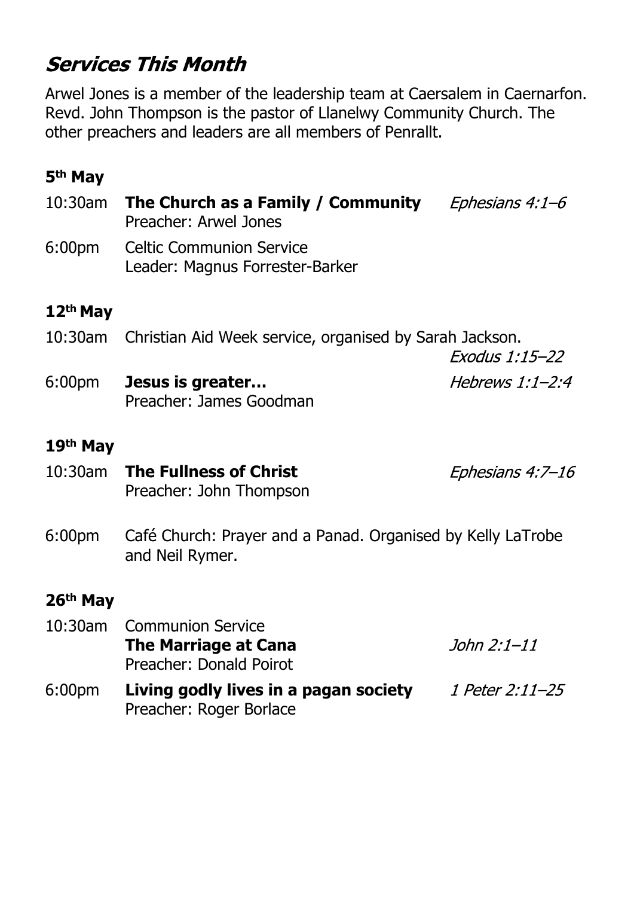## *Services This Month*

Arwel Jones is a member of the leadership team at Caersalem in Caernarfon. Revd. John Thompson is the pastor of Llanelwy Community Church. The other preachers and leaders are all members of Penrallt.

### 5th May

10:30am **The Church as a Family / Community** *Ephesians 4:1–6*
Preacher: Arwel Jones

6:00pm Celtic Communion Service
Leader: Magnus Forrester-Barker

### 12th May

10:30am Christian Aid Week service, organised by Sarah Jackson. *Exodus 1:15–22*

6:00pm **Jesus is greater…** *Hebrews 1:1–2:4*
Preacher: James Goodman

### 19th May

10:30am **The Fullness of Christ** *Ephesians 4:7–16*
Preacher: John Thompson

6:00pm Café Church: Prayer and a Panad. Organised by Kelly LaTrobe and Neil Rymer.

### 26th May

10:30am Communion Service
**The Marriage at Cana** *John 2:1–11*
Preacher: Donald Poirot

6:00pm **Living godly lives in a pagan society** *1 Peter 2:11–25*
Preacher: Roger Borlace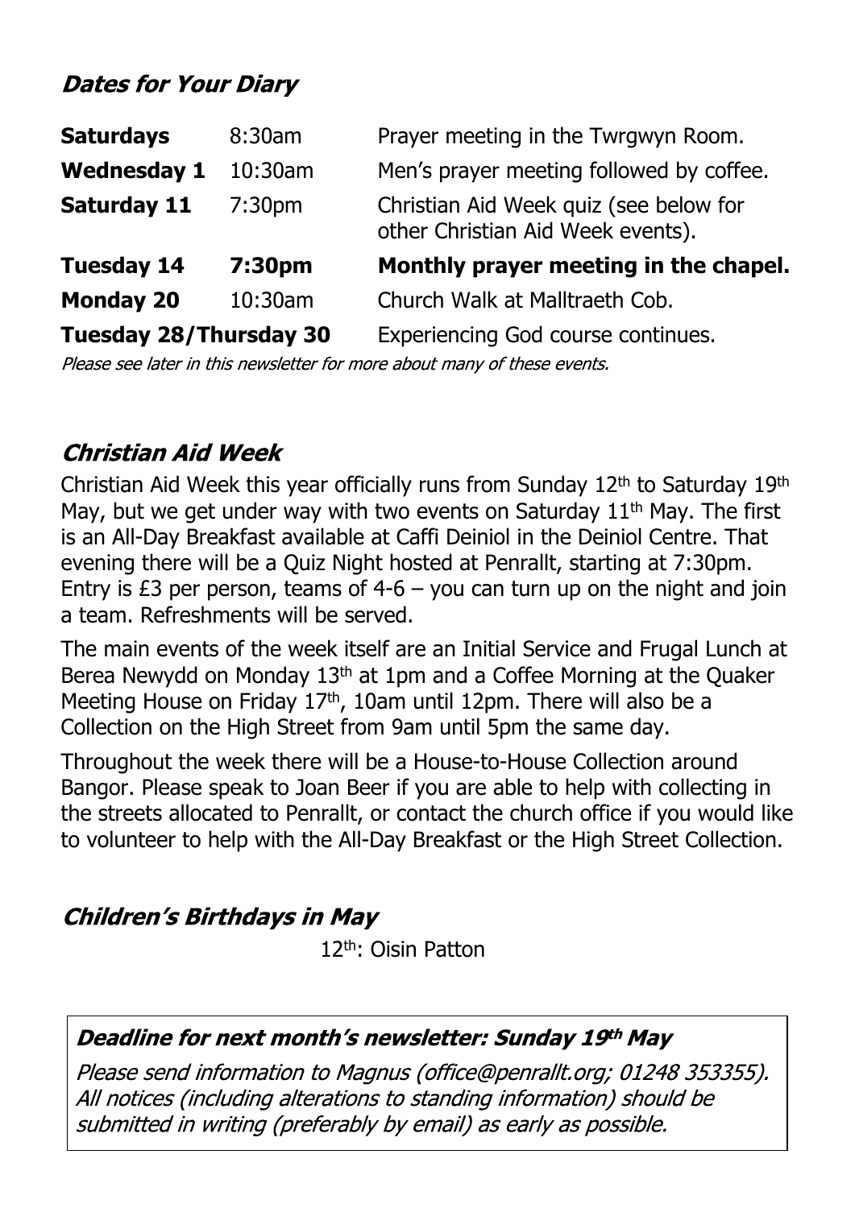## *Dates for Your Diary*

| | | |
|---|---|---|
| **Saturdays** | 8:30am | Prayer meeting in the Twrgwyn Room. |
| **Wednesday 1** | 10:30am | Men's prayer meeting followed by coffee. |
| **Saturday 11** | 7:30pm | Christian Aid Week quiz (see below for other Christian Aid Week events). |
| **Tuesday 14** | **7:30pm** | **Monthly prayer meeting in the chapel.** |
| **Monday 20** | 10:30am | Church Walk at Malltraeth Cob. |
| **Tuesday 28/Thursday 30** | | Experiencing God course continues. |

*Please see later in this newsletter for more about many of these events.*

## *Christian Aid Week*

Christian Aid Week this year officially runs from Sunday 12th to Saturday 19th May, but we get under way with two events on Saturday 11th May. The first is an All-Day Breakfast available at Caffi Deiniol in the Deiniol Centre. That evening there will be a Quiz Night hosted at Penrallt, starting at 7:30pm. Entry is £3 per person, teams of 4-6 – you can turn up on the night and join a team. Refreshments will be served.

The main events of the week itself are an Initial Service and Frugal Lunch at Berea Newydd on Monday 13th at 1pm and a Coffee Morning at the Quaker Meeting House on Friday 17th, 10am until 12pm. There will also be a Collection on the High Street from 9am until 5pm the same day.

Throughout the week there will be a House-to-House Collection around Bangor. Please speak to Joan Beer if you are able to help with collecting in the streets allocated to Penrallt, or contact the church office if you would like to volunteer to help with the All-Day Breakfast or the High Street Collection.

## *Children's Birthdays in May*

12th: Oisin Patton

### *Deadline for next month's newsletter: Sunday 19th May*

*Please send information to Magnus (office@penrallt.org; 01248 353355). All notices (including alterations to standing information) should be submitted in writing (preferably by email) as early as possible.*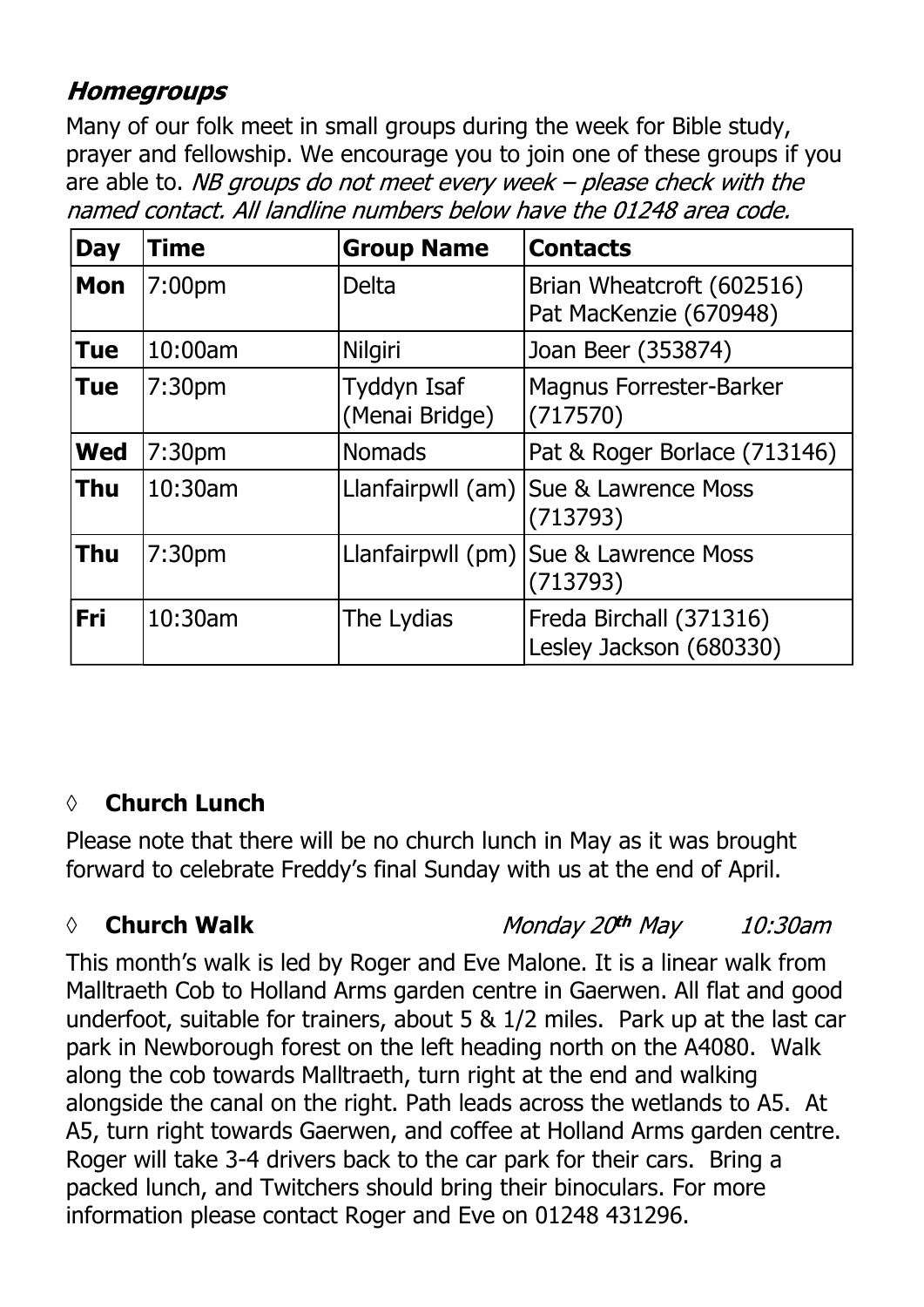## ***Homegroups***

Many of our folk meet in small groups during the week for Bible study, prayer and fellowship. We encourage you to join one of these groups if you are able to. *NB groups do not meet every week – please check with the named contact. All landline numbers below have the 01248 area code.*

| **Day** | **Time** | **Group Name** | **Contacts** |
|---|---|---|---|
| **Mon** | 7:00pm | Delta | Brian Wheatcroft (602516)<br>Pat MacKenzie (670948) |
| **Tue** | 10:00am | Nilgiri | Joan Beer (353874) |
| **Tue** | 7:30pm | Tyddyn Isaf (Menai Bridge) | Magnus Forrester-Barker (717570) |
| **Wed** | 7:30pm | Nomads | Pat & Roger Borlace (713146) |
| **Thu** | 10:30am | Llanfairpwll (am) | Sue & Lawrence Moss (713793) |
| **Thu** | 7:30pm | Llanfairpwll (pm) | Sue & Lawrence Moss (713793) |
| **Fri** | 10:30am | The Lydias | Freda Birchall (371316)<br>Lesley Jackson (680330) |

◊ **Church Lunch**

Please note that there will be no church lunch in May as it was brought forward to celebrate Freddy's final Sunday with us at the end of April.

◊ **Church Walk** *Monday 20th May 10:30am*

This month's walk is led by Roger and Eve Malone. It is a linear walk from Malltraeth Cob to Holland Arms garden centre in Gaerwen. All flat and good underfoot, suitable for trainers, about 5 & 1/2 miles. Park up at the last car park in Newborough forest on the left heading north on the A4080. Walk along the cob towards Malltraeth, turn right at the end and walking alongside the canal on the right. Path leads across the wetlands to A5. At A5, turn right towards Gaerwen, and coffee at Holland Arms garden centre. Roger will take 3-4 drivers back to the car park for their cars. Bring a packed lunch, and Twitchers should bring their binoculars. For more information please contact Roger and Eve on 01248 431296.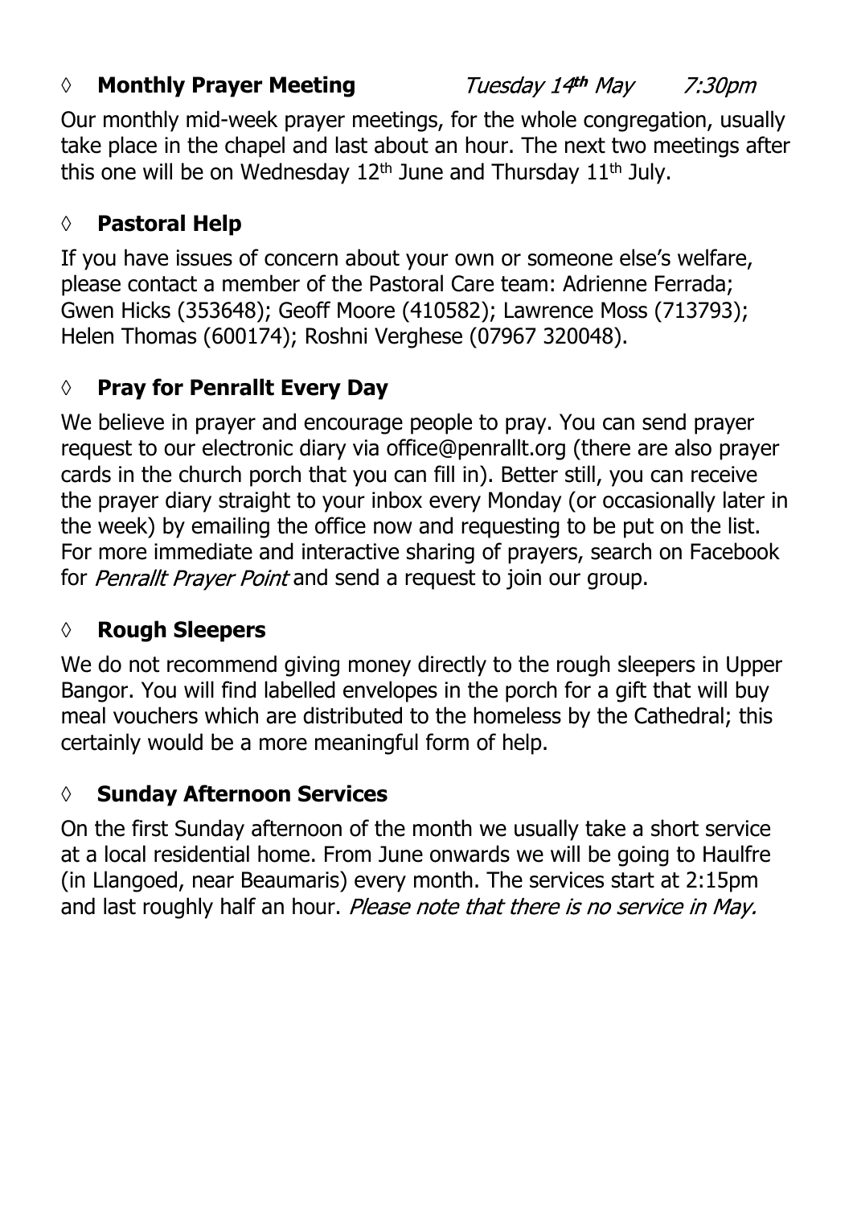◊ **Monthly Prayer Meeting** *Tuesday 14th May 7:30pm*

Our monthly mid-week prayer meetings, for the whole congregation, usually take place in the chapel and last about an hour. The next two meetings after this one will be on Wednesday 12th June and Thursday 11th July.

◊ **Pastoral Help**

If you have issues of concern about your own or someone else's welfare, please contact a member of the Pastoral Care team: Adrienne Ferrada; Gwen Hicks (353648); Geoff Moore (410582); Lawrence Moss (713793); Helen Thomas (600174); Roshni Verghese (07967 320048).

◊ **Pray for Penrallt Every Day**

We believe in prayer and encourage people to pray. You can send prayer request to our electronic diary via office@penrallt.org (there are also prayer cards in the church porch that you can fill in). Better still, you can receive the prayer diary straight to your inbox every Monday (or occasionally later in the week) by emailing the office now and requesting to be put on the list. For more immediate and interactive sharing of prayers, search on Facebook for *Penrallt Prayer Point* and send a request to join our group.

◊ **Rough Sleepers**

We do not recommend giving money directly to the rough sleepers in Upper Bangor. You will find labelled envelopes in the porch for a gift that will buy meal vouchers which are distributed to the homeless by the Cathedral; this certainly would be a more meaningful form of help.

◊ **Sunday Afternoon Services**

On the first Sunday afternoon of the month we usually take a short service at a local residential home. From June onwards we will be going to Haulfre (in Llangoed, near Beaumaris) every month. The services start at 2:15pm and last roughly half an hour. *Please note that there is no service in May.*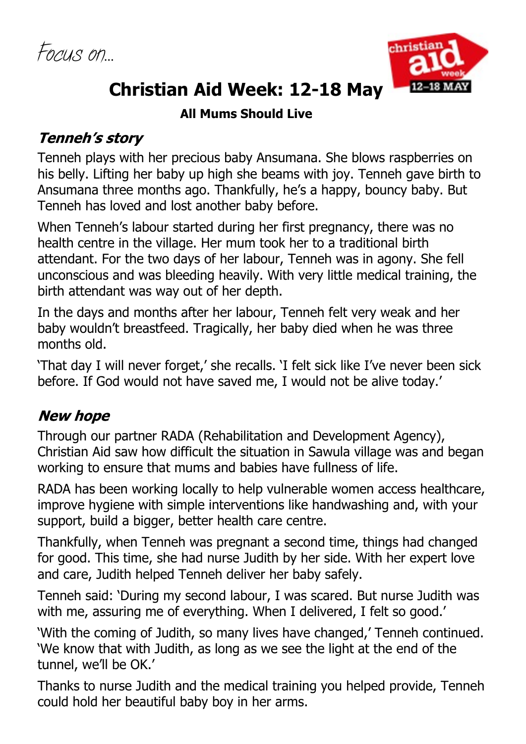*Focus on...*

# Christian Aid Week: 12-18 May

**All Mums Should Live**

## *Tenneh's story*

Tenneh plays with her precious baby Ansumana. She blows raspberries on his belly. Lifting her baby up high she beams with joy. Tenneh gave birth to Ansumana three months ago. Thankfully, he's a happy, bouncy baby. But Tenneh has loved and lost another baby before.

When Tenneh's labour started during her first pregnancy, there was no health centre in the village. Her mum took her to a traditional birth attendant. For the two days of her labour, Tenneh was in agony. She fell unconscious and was bleeding heavily. With very little medical training, the birth attendant was way out of her depth.

In the days and months after her labour, Tenneh felt very weak and her baby wouldn't breastfeed. Tragically, her baby died when he was three months old.

'That day I will never forget,' she recalls. 'I felt sick like I've never been sick before. If God would not have saved me, I would not be alive today.'

## *New hope*

Through our partner RADA (Rehabilitation and Development Agency), Christian Aid saw how difficult the situation in Sawula village was and began working to ensure that mums and babies have fullness of life.

RADA has been working locally to help vulnerable women access healthcare, improve hygiene with simple interventions like handwashing and, with your support, build a bigger, better health care centre.

Thankfully, when Tenneh was pregnant a second time, things had changed for good. This time, she had nurse Judith by her side. With her expert love and care, Judith helped Tenneh deliver her baby safely.

Tenneh said: 'During my second labour, I was scared. But nurse Judith was with me, assuring me of everything. When I delivered, I felt so good.'

'With the coming of Judith, so many lives have changed,' Tenneh continued. 'We know that with Judith, as long as we see the light at the end of the tunnel, we'll be OK.'

Thanks to nurse Judith and the medical training you helped provide, Tenneh could hold her beautiful baby boy in her arms.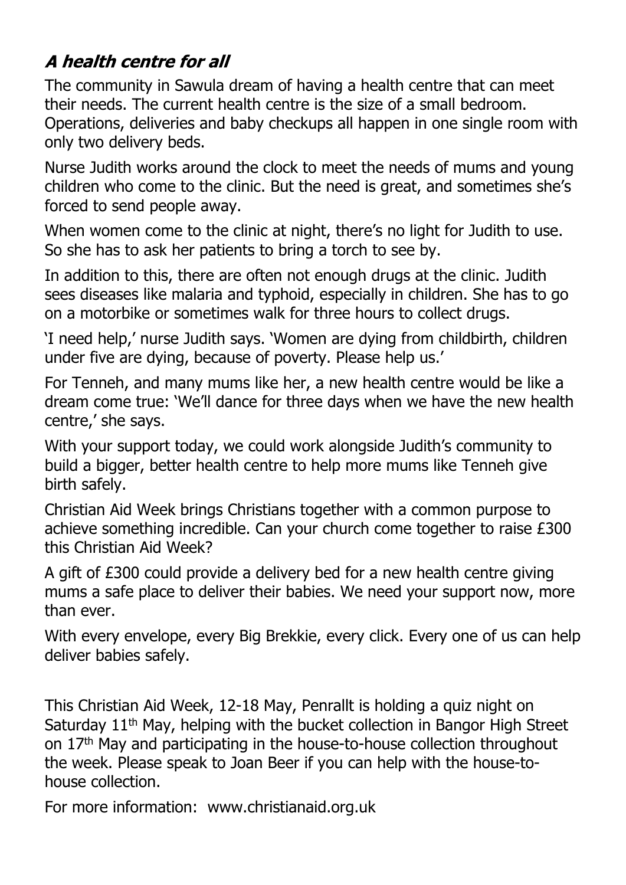## *A health centre for all*

The community in Sawula dream of having a health centre that can meet their needs. The current health centre is the size of a small bedroom. Operations, deliveries and baby checkups all happen in one single room with only two delivery beds.

Nurse Judith works around the clock to meet the needs of mums and young children who come to the clinic. But the need is great, and sometimes she's forced to send people away.

When women come to the clinic at night, there's no light for Judith to use. So she has to ask her patients to bring a torch to see by.

In addition to this, there are often not enough drugs at the clinic. Judith sees diseases like malaria and typhoid, especially in children. She has to go on a motorbike or sometimes walk for three hours to collect drugs.

'I need help,' nurse Judith says. 'Women are dying from childbirth, children under five are dying, because of poverty. Please help us.'

For Tenneh, and many mums like her, a new health centre would be like a dream come true: 'We'll dance for three days when we have the new health centre,' she says.

With your support today, we could work alongside Judith's community to build a bigger, better health centre to help more mums like Tenneh give birth safely.

Christian Aid Week brings Christians together with a common purpose to achieve something incredible. Can your church come together to raise £300 this Christian Aid Week?

A gift of £300 could provide a delivery bed for a new health centre giving mums a safe place to deliver their babies. We need your support now, more than ever.

With every envelope, every Big Brekkie, every click. Every one of us can help deliver babies safely.

This Christian Aid Week, 12-18 May, Penrallt is holding a quiz night on Saturday 11th May, helping with the bucket collection in Bangor High Street on 17th May and participating in the house-to-house collection throughout the week. Please speak to Joan Beer if you can help with the house-to-house collection.

For more information: www.christianaid.org.uk